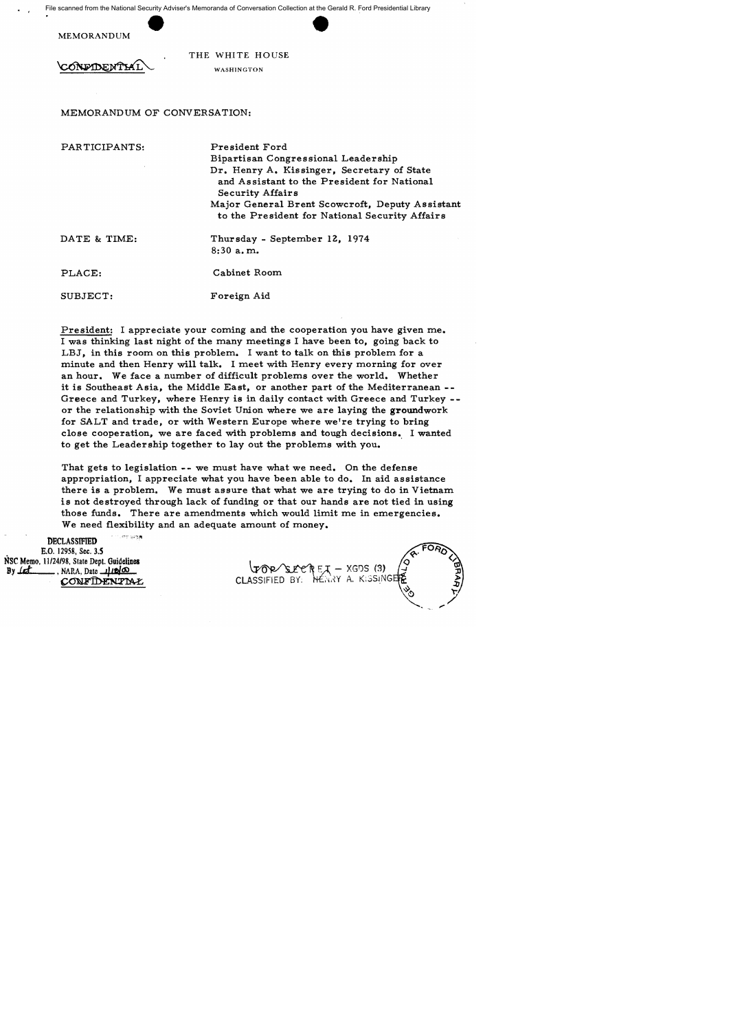MEMORANDUM

THE WHITE HOUSE

WASHINGTON

CONFIDENTIAL

MEMORANDUM OF CONVERSATION:

| | |
|---|---|
| PARTICIPANTS: | President Ford<br>Bipartisan Congressional Leadership<br>Dr. Henry A. Kissinger, Secretary of State and Assistant to the President for National Security Affairs<br>Major General Brent Scowcroft, Deputy Assistant to the President for National Security Affairs |
| DATE & TIME: | Thursday - September 12, 1974<br>8:30 a.m. |
| PLACE: | Cabinet Room |
| SUBJECT: | Foreign Aid |

President: I appreciate your coming and the cooperation you have given me. I was thinking last night of the many meetings I have been to, going back to LBJ, in this room on this problem. I want to talk on this problem for a minute and then Henry will talk. I meet with Henry every morning for over an hour. We face a number of difficult problems over the world. Whether it is Southeast Asia, the Middle East, or another part of the Mediterranean -- Greece and Turkey, where Henry is in daily contact with Greece and Turkey -- or the relationship with the Soviet Union where we are laying the groundwork for SALT and trade, or with Western Europe where we're trying to bring close cooperation, we are faced with problems and tough decisions. I wanted to get the Leadership together to lay out the problems with you.

That gets to legislation -- we must have what we need. On the defense appropriation, I appreciate what you have been able to do. In aid assistance there is a problem. We must assure that what we are trying to do in Vietnam is not destroyed through lack of funding or that our hands are not tied in using those funds. There are amendments which would limit me in emergencies. We need flexibility and an adequate amount of money.

DECLASSIFIED
E.O. 12958, Sec. 3.5
NSC Memo, 11/24/98, State Dept. Guidelines
By [illegible], NARA, Date 1/18/00

CONFIDENTIAL

TOP SECRET - XGDS (3)
CLASSIFIED BY: HENRY A. KISSINGER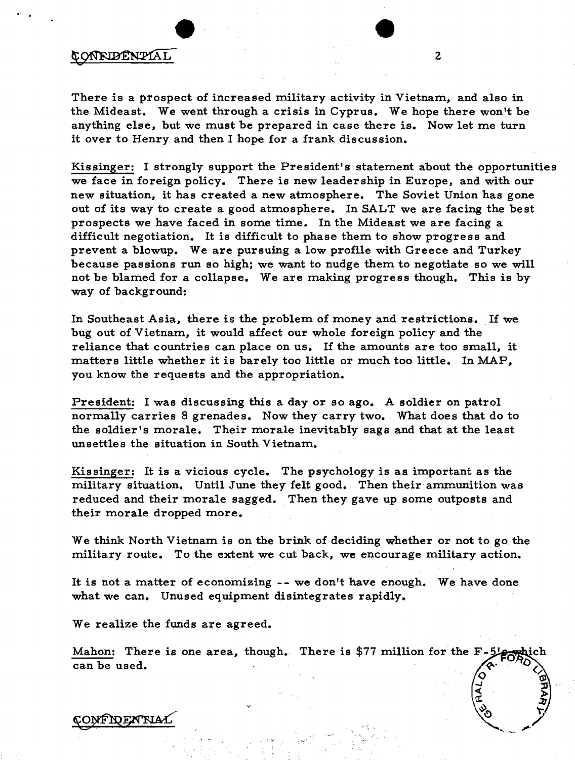CONFIDENTIAL

There is a prospect of increased military activity in Vietnam, and also in the Mideast. We went through a crisis in Cyprus. We hope there won't be anything else, but we must be prepared in case there is. Now let me turn it over to Henry and then I hope for a frank discussion.

Kissinger: I strongly support the President's statement about the opportunities we face in foreign policy. There is new leadership in Europe, and with our new situation, it has created a new atmosphere. The Soviet Union has gone out of its way to create a good atmosphere. In SALT we are facing the best prospects we have faced in some time. In the Mideast we are facing a difficult negotiation. It is difficult to phase them to show progress and prevent a blowup. We are pursuing a low profile with Greece and Turkey because passions run so high; we want to nudge them to negotiate so we will not be blamed for a collapse. We are making progress though. This is by way of background:

In Southeast Asia, there is the problem of money and restrictions. If we bug out of Vietnam, it would affect our whole foreign policy and the reliance that countries can place on us. If the amounts are too small, it matters little whether it is barely too little or much too little. In MAP, you know the requests and the appropriation.

President: I was discussing this a day or so ago. A soldier on patrol normally carries 8 grenades. Now they carry two. What does that do to the soldier's morale. Their morale inevitably sags and that at the least unsettles the situation in South Vietnam.

Kissinger: It is a vicious cycle. The psychology is as important as the military situation. Until June they felt good. Then their ammunition was reduced and their morale sagged. Then they gave up some outposts and their morale dropped more.

We think North Vietnam is on the brink of deciding whether or not to go the military route. To the extent we cut back, we encourage military action.

It is not a matter of economizing -- we don't have enough. We have done what we can. Unused equipment disintegrates rapidly.

We realize the funds are agreed.

Mahon: There is one area, though. There is $77 million for the F-5's which can be used.

CONFIDENTIAL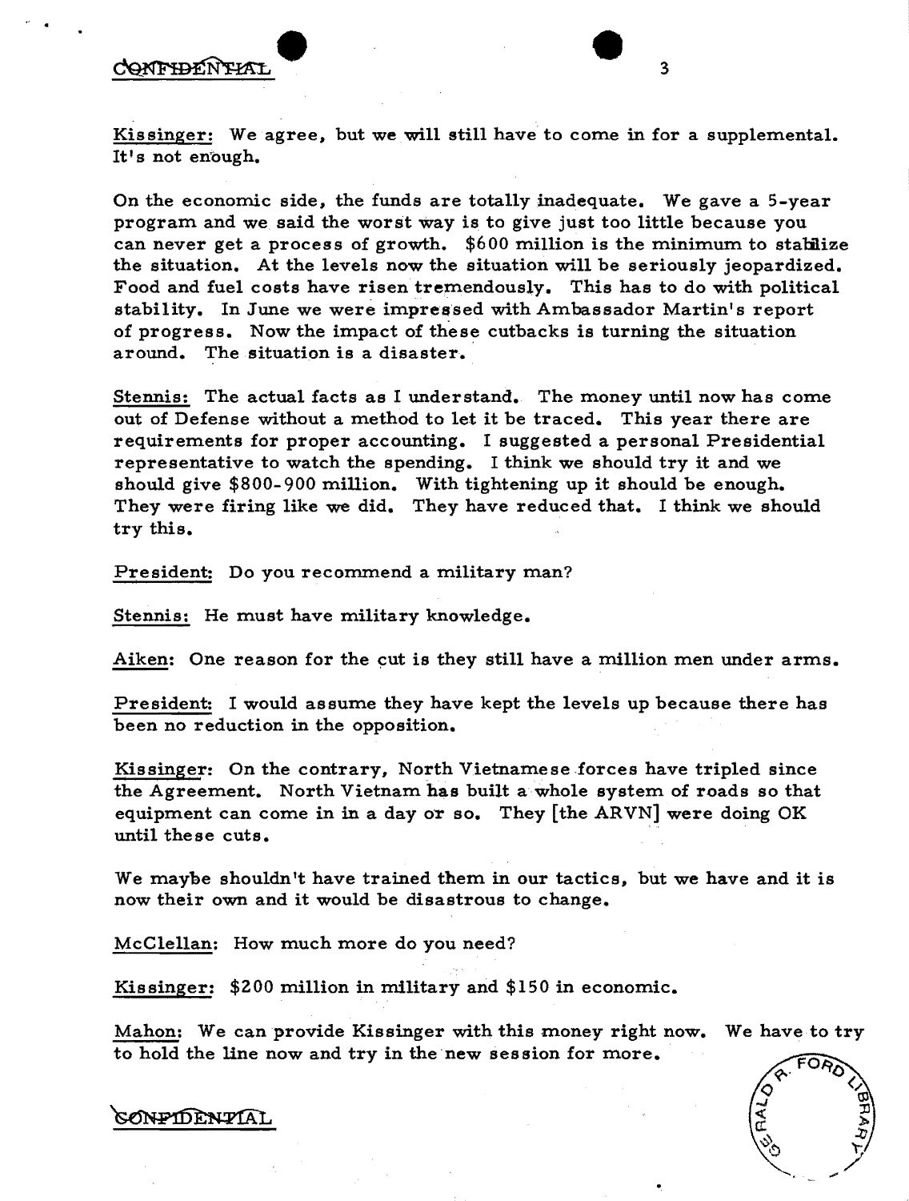Kissinger: We agree, but we will still have to come in for a supplemental. It's not enough.

On the economic side, the funds are totally inadequate. We gave a 5-year program and we said the worst way is to give just too little because you can never get a process of growth. $600 million is the minimum to stabilize the situation. At the levels now the situation will be seriously jeopardized. Food and fuel costs have risen tremendously. This has to do with political stability. In June we were impressed with Ambassador Martin's report of progress. Now the impact of these cutbacks is turning the situation around. The situation is a disaster.

Stennis: The actual facts as I understand. The money until now has come out of Defense without a method to let it be traced. This year there are requirements for proper accounting. I suggested a personal Presidential representative to watch the spending. I think we should try it and we should give $800-900 million. With tightening up it should be enough. They were firing like we did. They have reduced that. I think we should try this.

President: Do you recommend a military man?

Stennis: He must have military knowledge.

Aiken: One reason for the cut is they still have a million men under arms.

President: I would assume they have kept the levels up because there has been no reduction in the opposition.

Kissinger: On the contrary, North Vietnamese forces have tripled since the Agreement. North Vietnam has built a whole system of roads so that equipment can come in in a day or so. They [the ARVN] were doing OK until these cuts.

We maybe shouldn't have trained them in our tactics, but we have and it is now their own and it would be disastrous to change.

McClellan: How much more do you need?

Kissinger: $200 million in military and $150 in economic.

Mahon: We can provide Kissinger with this money right now. We have to try to hold the line now and try in the new session for more.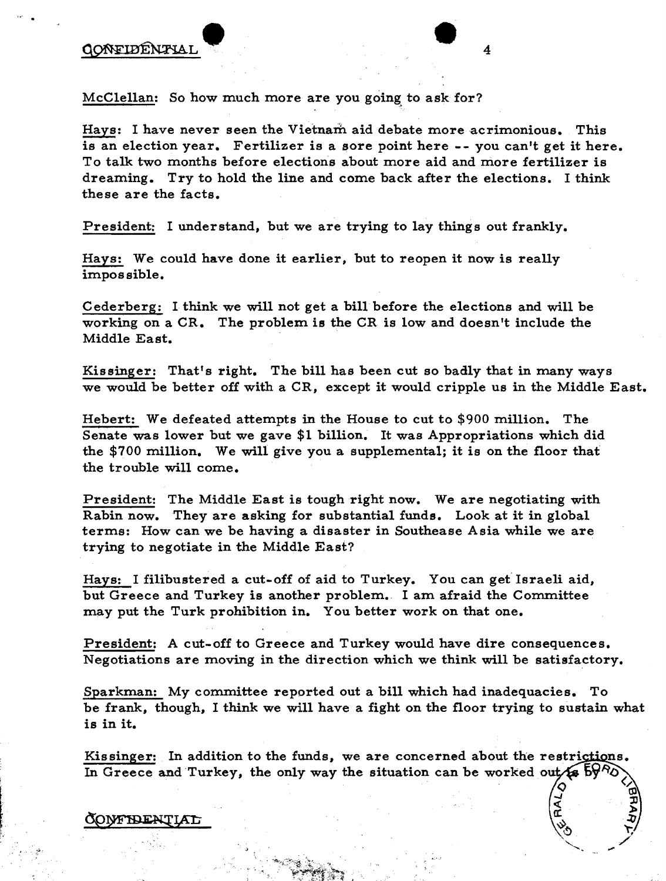CONFIDENTIAL

McClellan: So how much more are you going to ask for?

Hays: I have never seen the Vietnam aid debate more acrimonious. This is an election year. Fertilizer is a sore point here -- you can't get it here. To talk two months before elections about more aid and more fertilizer is dreaming. Try to hold the line and come back after the elections. I think these are the facts.

President: I understand, but we are trying to lay things out frankly.

Hays: We could have done it earlier, but to reopen it now is really impossible.

Cederberg: I think we will not get a bill before the elections and will be working on a CR. The problem is the CR is low and doesn't include the Middle East.

Kissinger: That's right. The bill has been cut so badly that in many ways we would be better off with a CR, except it would cripple us in the Middle East.

Hebert: We defeated attempts in the House to cut to $900 million. The Senate was lower but we gave $1 billion. It was Appropriations which did the $700 million. We will give you a supplemental; it is on the floor that the trouble will come.

President: The Middle East is tough right now. We are negotiating with Rabin now. They are asking for substantial funds. Look at it in global terms: How can we be having a disaster in Southease Asia while we are trying to negotiate in the Middle East?

Hays: I filibustered a cut-off of aid to Turkey. You can get Israeli aid, but Greece and Turkey is another problem. I am afraid the Committee may put the Turk prohibition in. You better work on that one.

President: A cut-off to Greece and Turkey would have dire consequences. Negotiations are moving in the direction which we think will be satisfactory.

Sparkman: My committee reported out a bill which had inadequacies. To be frank, though, I think we will have a fight on the floor trying to sustain what is in it.

Kissinger: In addition to the funds, we are concerned about the restrictions. In Greece and Turkey, the only way the situation can be worked out is by

CONFIDENTIAL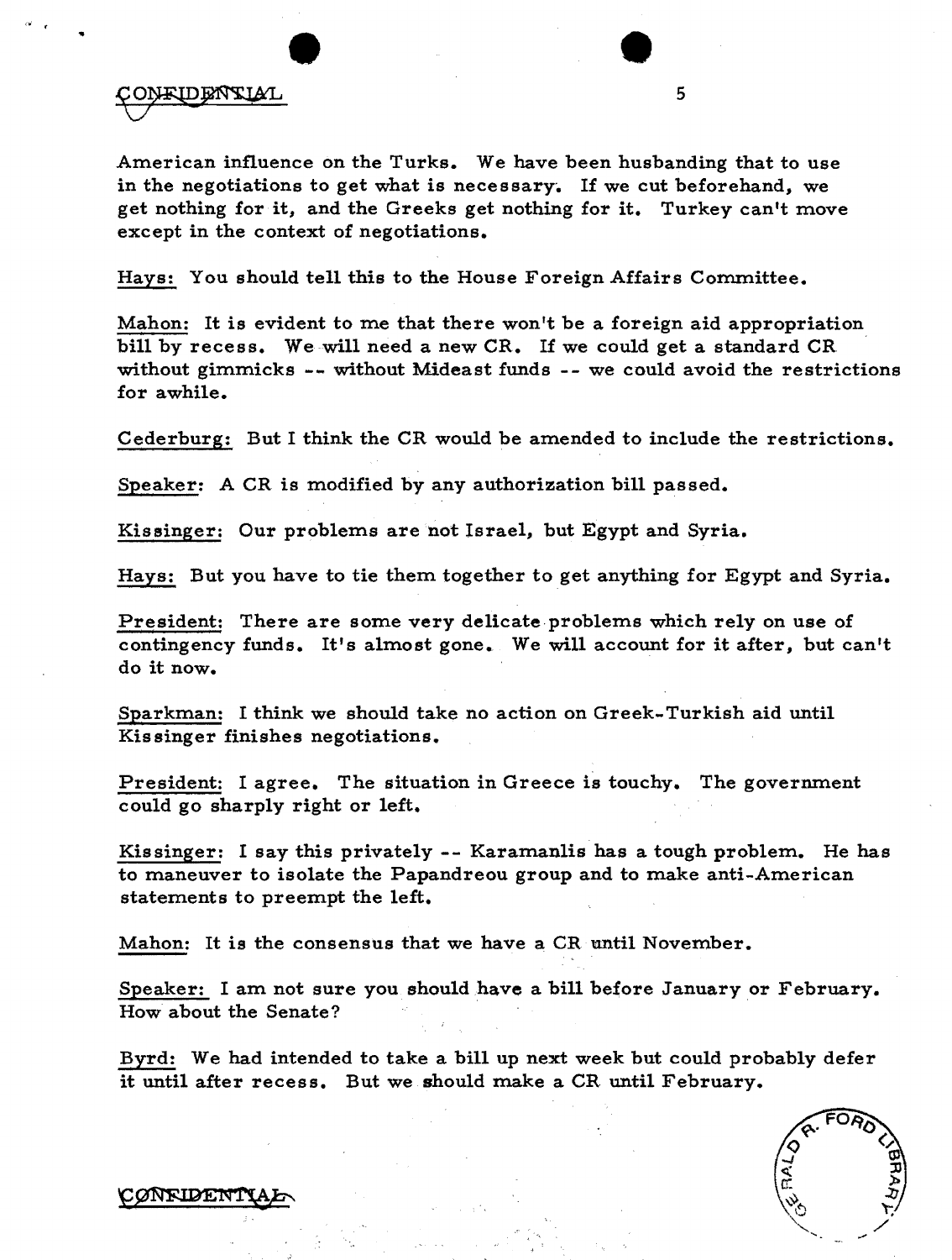CONFIDENTIAL

American influence on the Turks. We have been husbanding that to use in the negotiations to get what is necessary. If we cut beforehand, we get nothing for it, and the Greeks get nothing for it. Turkey can't move except in the context of negotiations.

Hays: You should tell this to the House Foreign Affairs Committee.

Mahon: It is evident to me that there won't be a foreign aid appropriation bill by recess. We will need a new CR. If we could get a standard CR without gimmicks -- without Mideast funds -- we could avoid the restrictions for awhile.

Cederburg: But I think the CR would be amended to include the restrictions.

Speaker: A CR is modified by any authorization bill passed.

Kissinger: Our problems are not Israel, but Egypt and Syria.

Hays: But you have to tie them together to get anything for Egypt and Syria.

President: There are some very delicate problems which rely on use of contingency funds. It's almost gone. We will account for it after, but can't do it now.

Sparkman: I think we should take no action on Greek-Turkish aid until Kissinger finishes negotiations.

President: I agree. The situation in Greece is touchy. The government could go sharply right or left.

Kissinger: I say this privately -- Karamanlis has a tough problem. He has to maneuver to isolate the Papandreou group and to make anti-American statements to preempt the left.

Mahon: It is the consensus that we have a CR until November.

Speaker: I am not sure you should have a bill before January or February. How about the Senate?

Byrd: We had intended to take a bill up next week but could probably defer it until after recess. But we should make a CR until February.

CONFIDENTIAL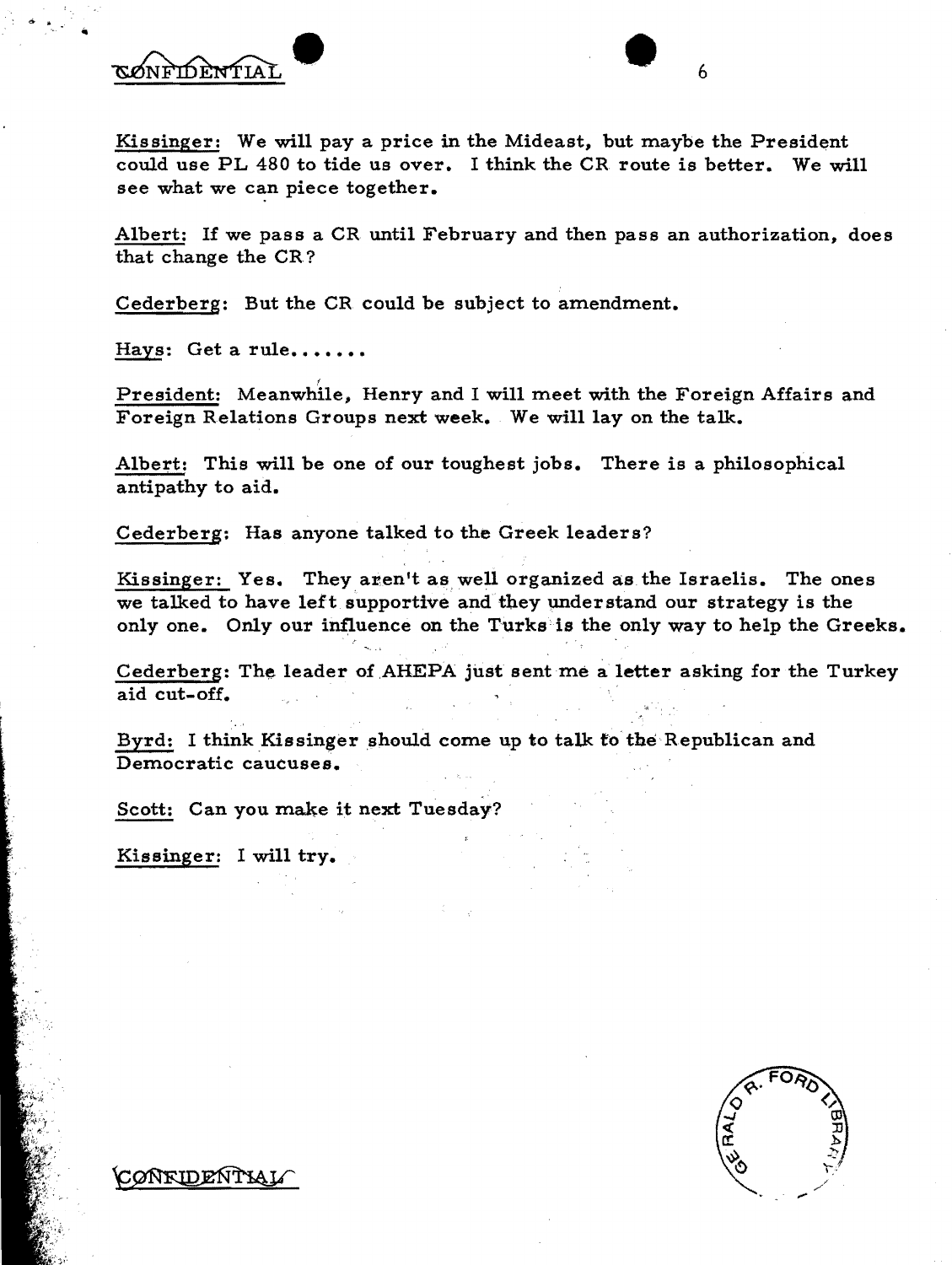CONFIDENTIAL

Kissinger: We will pay a price in the Mideast, but maybe the President could use PL 480 to tide us over. I think the CR route is better. We will see what we can piece together.

Albert: If we pass a CR until February and then pass an authorization, does that change the CR?

Cederberg: But the CR could be subject to amendment.

Hays: Get a rule.......

President: Meanwhile, Henry and I will meet with the Foreign Affairs and Foreign Relations Groups next week. We will lay on the talk.

Albert: This will be one of our toughest jobs. There is a philosophical antipathy to aid.

Cederberg: Has anyone talked to the Greek leaders?

Kissinger: Yes. They aren't as well organized as the Israelis. The ones we talked to have left supportive and they understand our strategy is the only one. Only our influence on the Turks is the only way to help the Greeks.

Cederberg: The leader of AHEPA just sent me a letter asking for the Turkey aid cut-off.

Byrd: I think Kissinger should come up to talk to the Republican and Democratic caucuses.

Scott: Can you make it next Tuesday?

Kissinger: I will try.

CONFIDENTIAL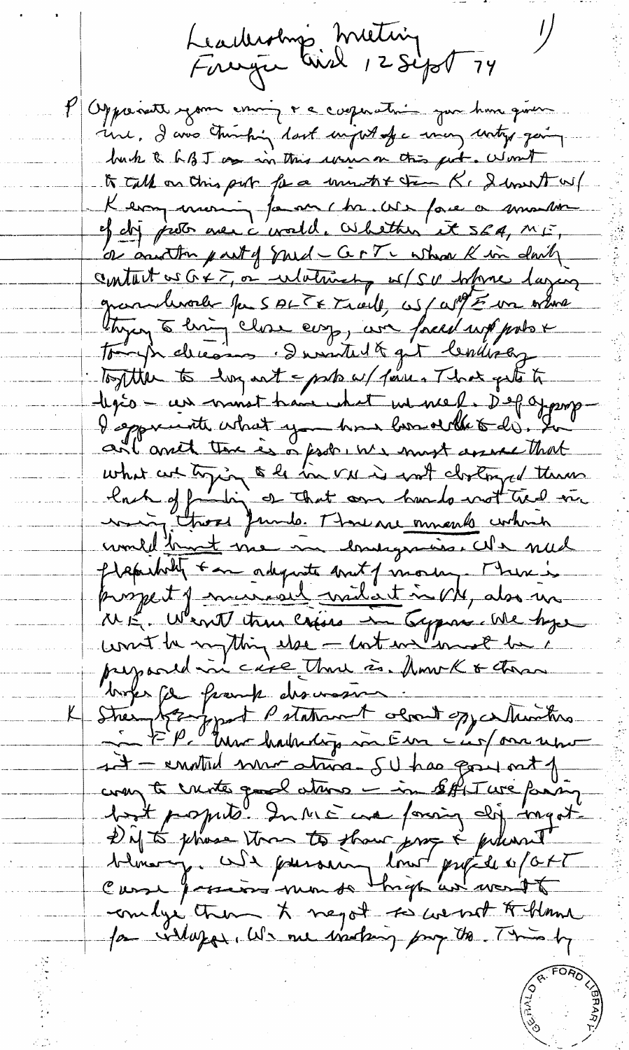Leadership Meeting
Foreign Aid 12 Sept 74

P Appreciate your coming & the cooperation you have given me. I was thinking last night of the many votes going back to LBJ on this issue on this part. Want to talk on this part for a minute & then K. I meet w/ K every morning for an hour. We face a number of dif probs around the world. Whether it SEA, ME, or another part of world – G & T – where K in daily contact w G & T, or ultimately w/ SU before laying groundwork for SALT & Trade, w/ W/E in where trying to bring closer coop, we faced w/ probs & tough decisions. I wanted to get leadership together to lay out the probs w/ you. That gets to legis – we must have what we need. Def approp – I appreciate what you have been able to do. In aid area there is a prob. We must assure that what we trying to do in VN is not destroyed thru lack of funding or that our hands not tied in using those funds. There are moments which would limit me in emergencies. We need flexibility & an adequate amt of money. There is prospect of renewed violence in VN, also in ME. We went thru crisis in Cyprus. We hope won't be anything else – but we must be prepared in case there is. Now K & then hope for frank discussion.

K Strongly support P statement about op actions in FP. New leadership in Eur – us/ ones who sit – created new atmos. SU has gone out of way to create good atmos – in SALT we passing best prospects. In ME we facing dif negot. Dif to phase them to show prog & prevent blowup. We pursuing lowest profile w/ G & T. Cause passions run so high we want to con... them & negot so we not to blame for outrages. We are making prog there. Trying to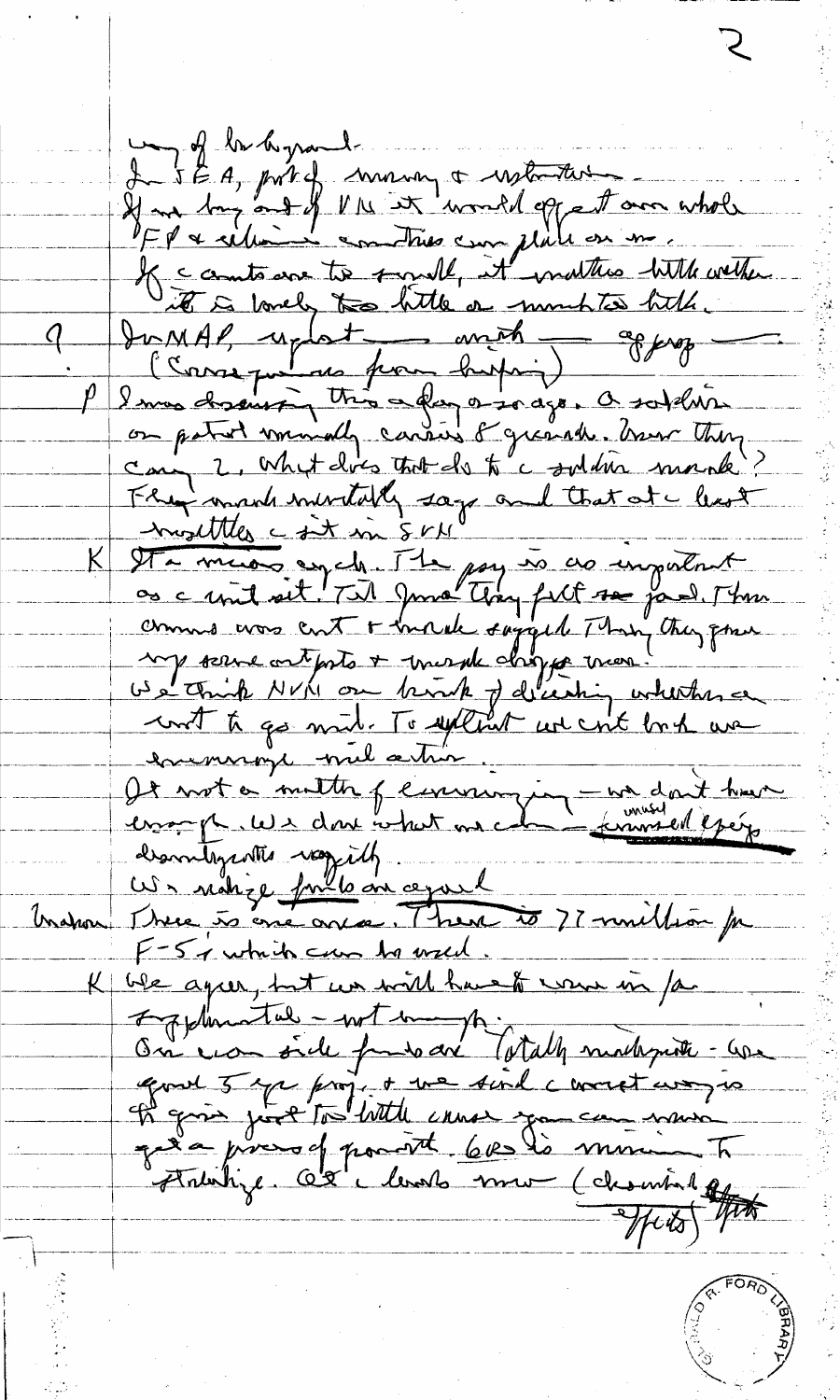way of background.

In SEA, part of money & installations.

If we bug out of VN it would affect our whole FP & whole countries can place on us.

If c amounts are too small, it matters little whether it is barely too little or much too little.

? In MAP, update — aircraft — approp —
(Correspondence from briefing)

P I was discussing this a day or so ago. A soldier on patrol normally carries 8 grenades. Now they carry 2. What does that do to c soldier morale? They would mentally say and that at c least troubles c sit in SVN

K It is a much costly. The pay is as important as c unit sit. Til June they felt so good. Then ammo was cut & morale sagged. Then they gave up some outposts & morale dropped more.

We think NVN on brink of deciding whether c want to go mil. To extent we cut back we encourage mil action.

It not a matter of economizing — we don't have enough. We don't what we can — ~~unused~~ unused equip. dramatizes rapidly.

We realize funds are equal

Mahon There is one area. There is 77 million for F-5's which can be used.

K We agree, but we will have to come in for supplemental — not enough.

On econ side funds are totally inadequate. We need 5 yr prog. & we said c correct way is to give just too little cause you can never get a process of growth. 6.8 is minimum to stabilize. At c levels now (chemical effects)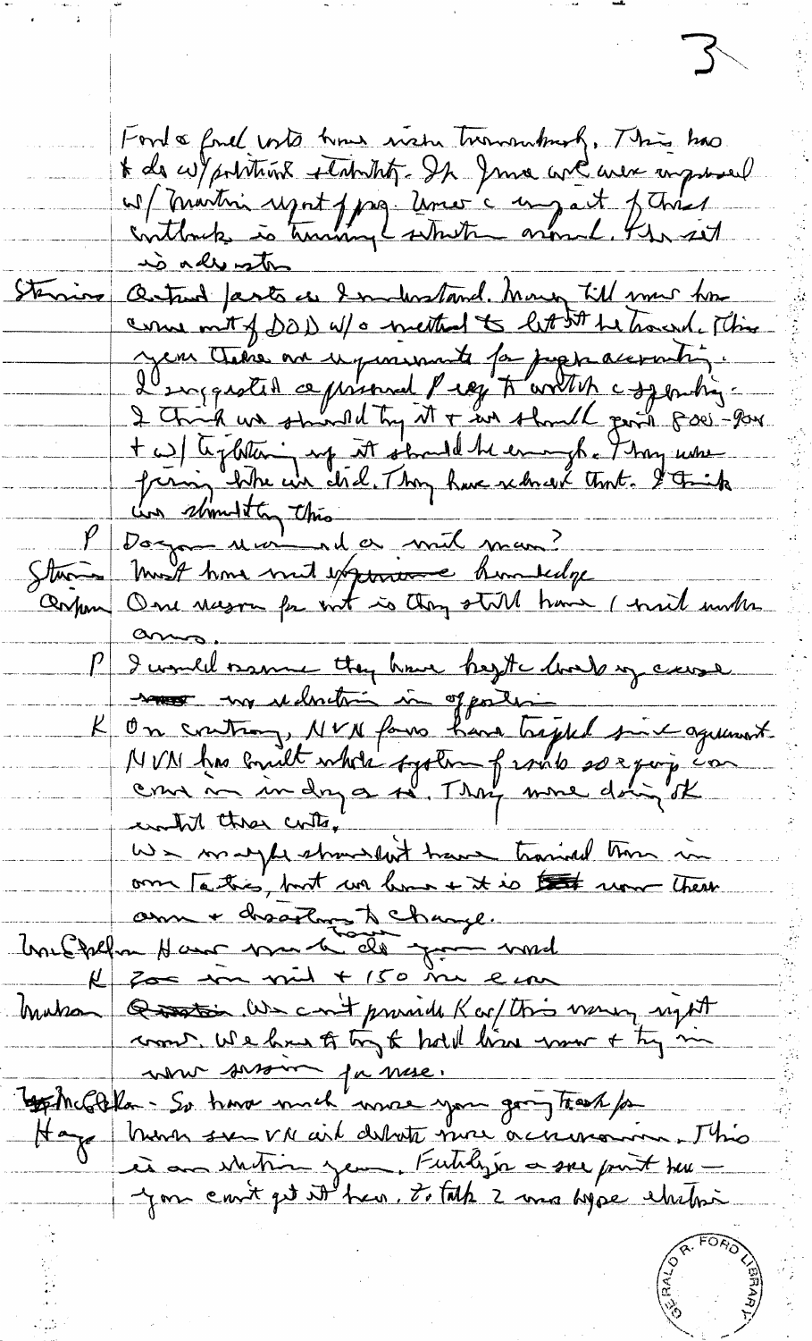Ford & Ford into this vision tremendously. This has to do w/ political stability. In June we were impressed w/ Martin's report of prog. Since then impact of Thieu's cutback is turning the situation around. Khmer sit is a disaster.

Stennis Outward parts as I understand. Money till now has come out of DOD w/o method to let Cong be heard. This year there are requirements for proper accounting. I suggested a personal request to walk c spending. I think we should try it & we should grant 800–900 & w/ tightening up it should be enough. They were firing like we did. They have reduced that. I think we shouldn't try this.

P Do you recommend a mil man?

Stennis Must have mil experience knowledge

Cederberg One reason for mil is they still have 1 mil under arms.

P I would assume they have kept their back up cause no reduction in opposition

K On contrary, NVN forces have tripled since agreement. NVN has built whole system of roads so equip can come in in dry season. They were doing ok until these cuts.
We maybe shouldn't have trained them in our tactics, but we have & it is now their ammo & doctrine to change.

McClellan How much do you need

K 300 in mil & 150 in econ

Mahon Question. We can't provide Kor/this money right now. We have to try to hold line now & try in new session for more.

McClellan - So how much more you going to ask for

Hays Much seen VN aid debate more acrimonious. This is an election year. Futility is a sore point here — you can't get it here. To talk 2 more type election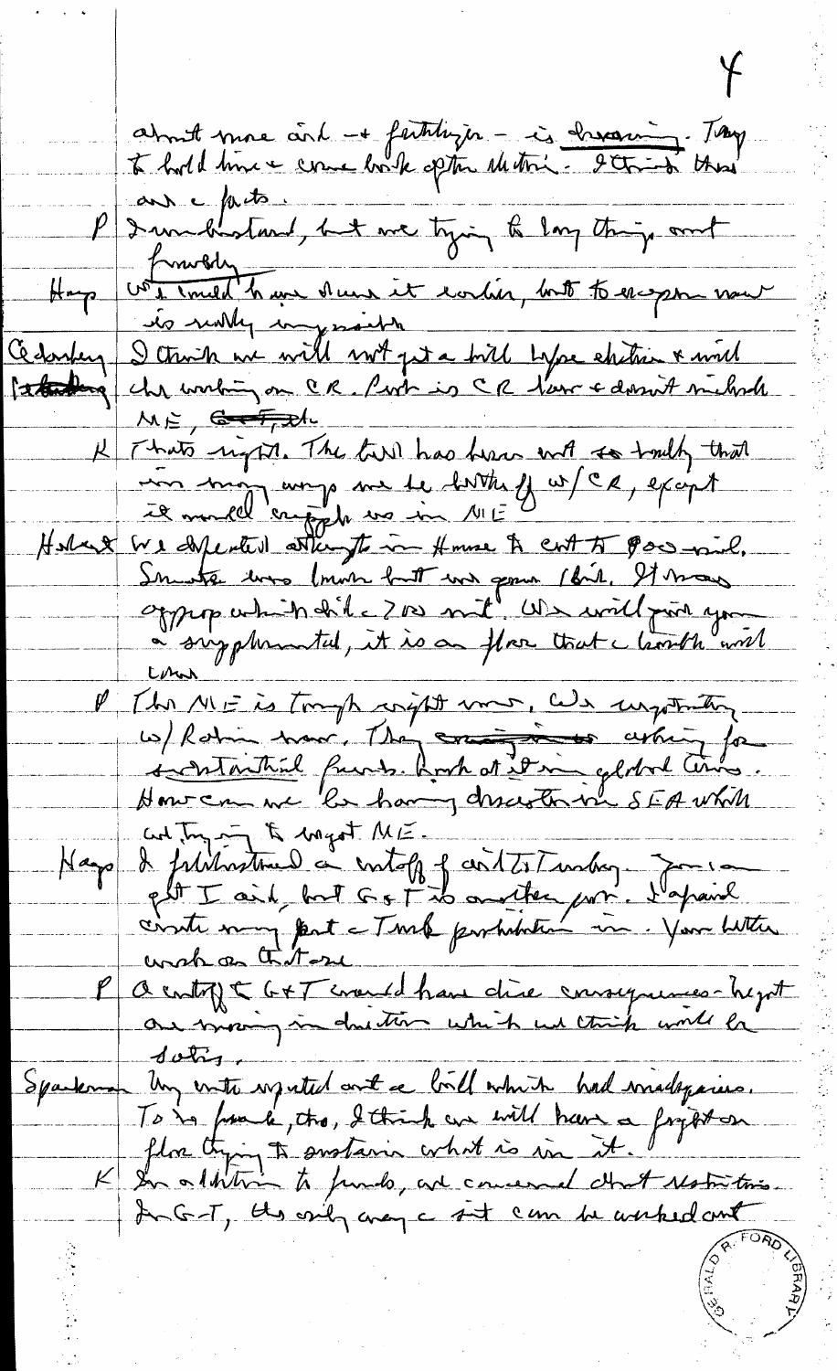4

about more aid + fertilizer – is dreaming. Try to hold dam + come back after election. I think those are the facts.

P I understand, but we trying to lay things out frankly.

Hays We could have done it earlier, but to reopen now is really impossible.

Cederberg I think we will not get a bill before election + will be working on CR. Prob is CR lower + doesn't include ME, ~~Greece~~ etc.

K That's right. The bill has been cut so badly that in many ways we be better off w/CR, except it would cripple us in ME.

Herbert We defeated attempts in House to cut to $800 mil. Senate was lower but we gained 1 bil. If move approp which did 2.0 mil. We will give you a supplemental, it is a floor that a bomb will come.

P The ME is tough right now. We negotiating w/Rabin now. They are asking for substantial funds. Look at it in global terms. How can we be having disaster in SEA while we trying to sweet ME.

Hays I felt/missed a cutoff of aid to Turkey. Jim can get I aid, but G+T is another prob. I agreed create my part + Turk prohibition in. You better work on that one.

P A cutoff to G+T would have dire consequences – might are moving in direction which we think would be satis.

Sparkman My vote rejected out a bill which had inadequacies. To be frank, tho, I think we will have a fight on floor trying to sustain what is in it.

K In addition to funds, are concerned about restrictions. In G-T, the only way a set can be worked out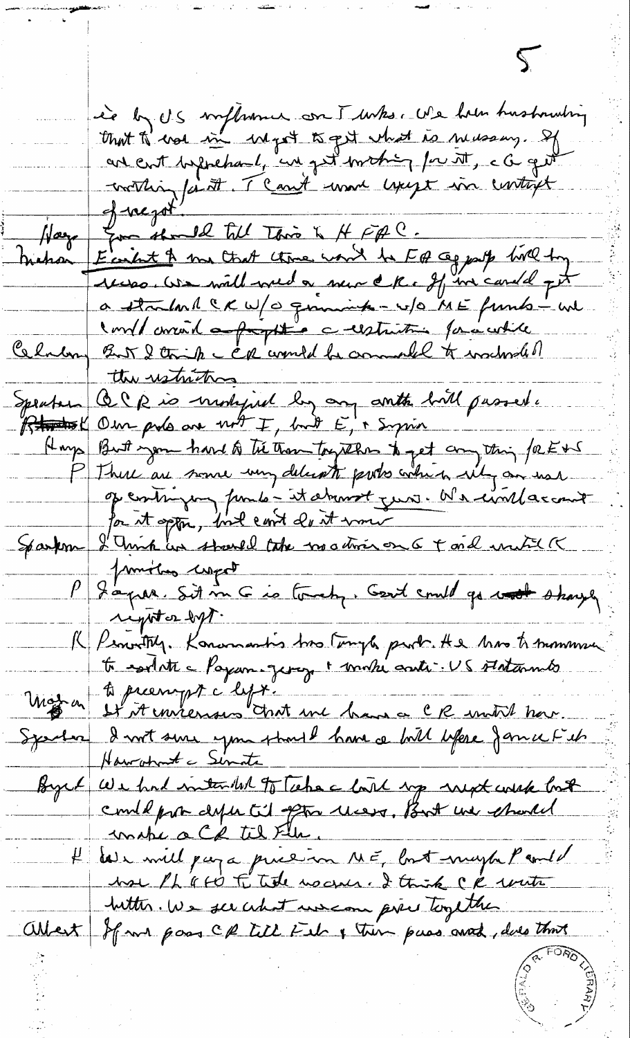i.e. by US influence on Turks. We have hashed out that to use in negot to get what is necessary. If we cut beforehand, we get nothing for it, & G get nothing for it. I can't move except in context of negot.

Hays: You should tell this to H FAC.

Mahon: Evident to me that there won't be FA approp bill by recess. We will need a new CR. If we could get a standard CR w/o gimmicks – w/o ME funds – we could avoid a fight & restriction for a while

Cederberg: But I think CR would be amended to include all the restrictions

Speaker: CR is modified by any other bill passed.

K: Our probs are not T, but E, & Syria

Hays: But you have to tie them together to get anything for E & S

P: There are some very delicate probs which rely on use of contingency funds – it almost zero. We'd want account for it approp, but can't do it now.

Sparkman: I think we should take no action on G & aid until K finishes negot

P: I agree. Sit in G is touchy. Govt could go sharply rightist or left.

K: Precisely. Karamanlis has tough prob. He has to maneuver to isolate Papandreou & make anti-US statements to preempt the left.

Mahon: It is unanimous that we have CR until then.

Speaker: I not sure you should have a bill before Jan. & let's hear what Senate

Byrd: We had intended to take bill up next week but could put defer til after recess. But we should make CR til Feb.

H: We will pay a price in ME, but maybe P could use PL 480 to tide us over. I think CR would be better. We see what we can piece together

Albert: If we pass CR till Feb & then pass aid, does that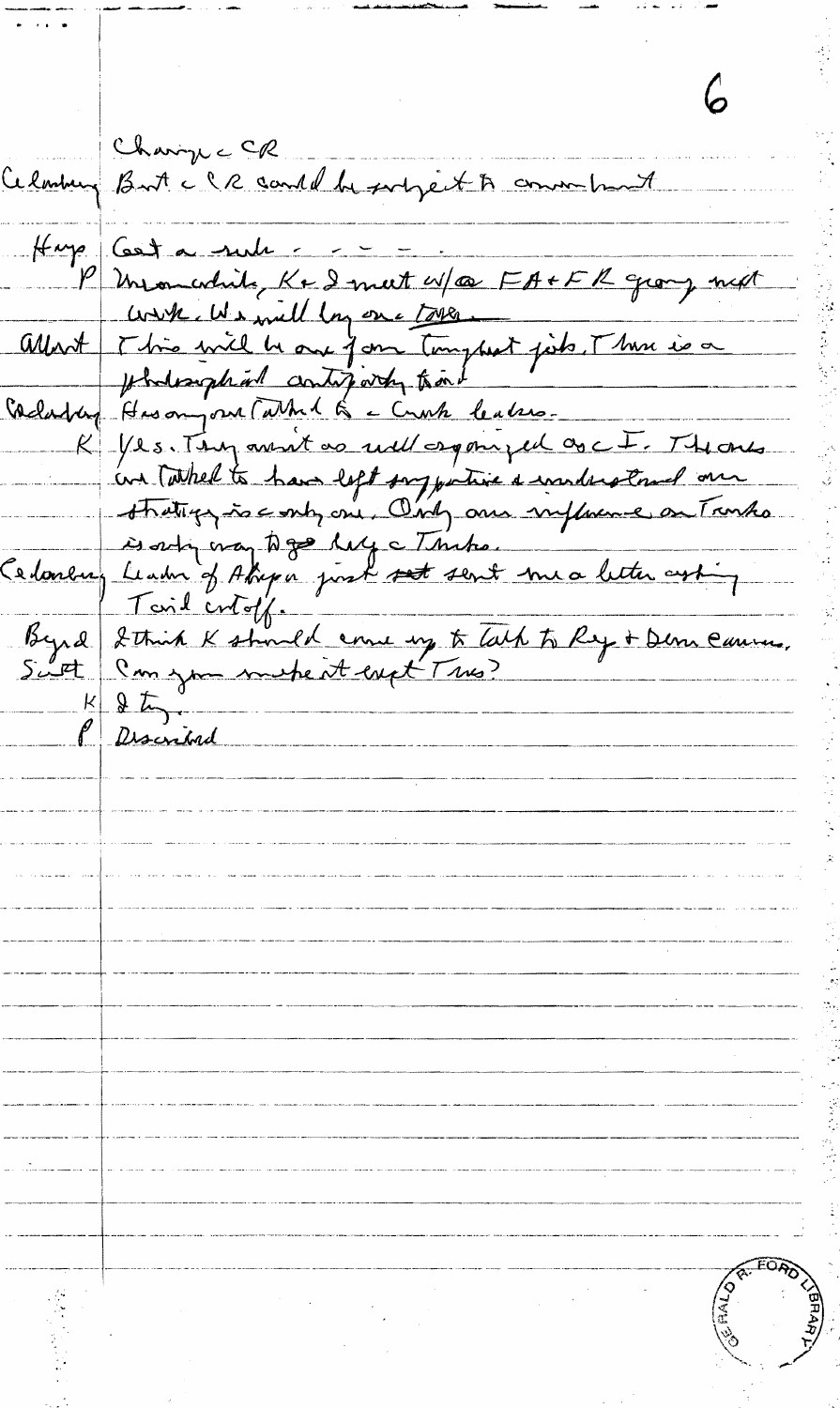Change c CR

Cederberg | But c CR could be subject to amendment

Hays | Get a rule - - - -

P | Meanwhile, K & I meet w/ FA + FR group next week. We will lay on c table.

Albert | This will be one of our toughest jobs. There is a philosophical antipathy toward

Cederberg | Has anyone talked to c Greek leaders.

K | Yes. They aren't as well organized as c I. The ones we talked to have left supportive & understand our strategy is c only one. Only our influence on Turks is only way to get help c Turks.

Cederberg | Leader of Ahepa just ~~sat~~ sent me a letter asking Turk cutoff.

Byrd | I think K should come up to talk to Reps + Dem caucus.

Scott | Can you make it except Tues?

K | I try.

P | Described